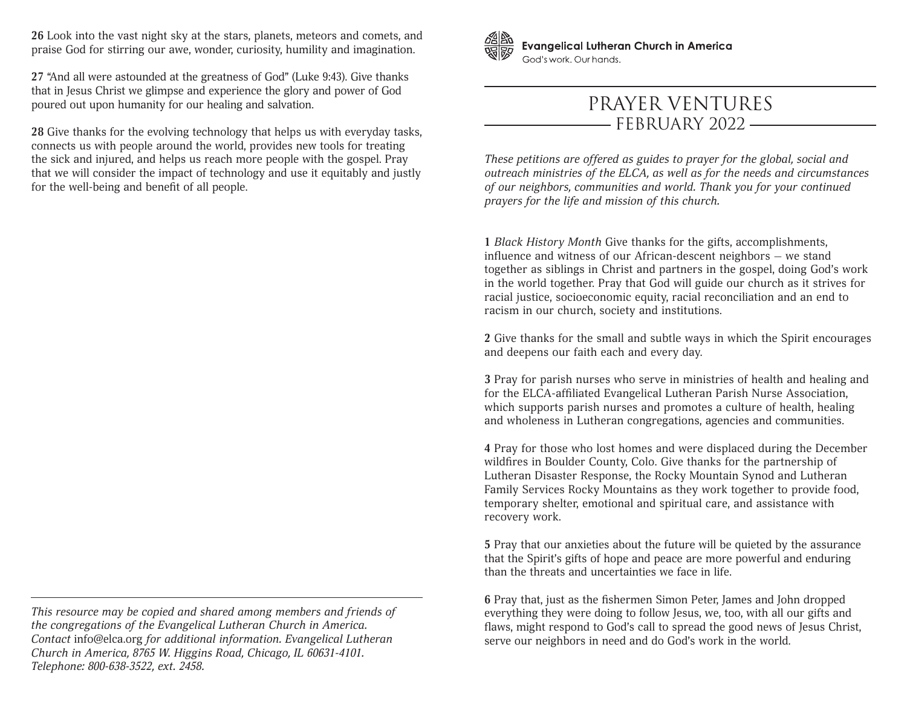Evangelical Lutheran Church in America
God's work. Our hands.

# PRAYER VENTURES
## FEBRUARY 2022

*These petitions are offered as guides to prayer for the global, social and outreach ministries of the ELCA, as well as for the needs and circumstances of our neighbors, communities and world. Thank you for your continued prayers for the life and mission of this church.*

**1** *Black History Month* Give thanks for the gifts, accomplishments, influence and witness of our African-descent neighbors – we stand together as siblings in Christ and partners in the gospel, doing God's work in the world together. Pray that God will guide our church as it strives for racial justice, socioeconomic equity, racial reconciliation and an end to racism in our church, society and institutions.

**2** Give thanks for the small and subtle ways in which the Spirit encourages and deepens our faith each and every day.

**3** Pray for parish nurses who serve in ministries of health and healing and for the ELCA-affiliated Evangelical Lutheran Parish Nurse Association, which supports parish nurses and promotes a culture of health, healing and wholeness in Lutheran congregations, agencies and communities.

**4** Pray for those who lost homes and were displaced during the December wildfires in Boulder County, Colo. Give thanks for the partnership of Lutheran Disaster Response, the Rocky Mountain Synod and Lutheran Family Services Rocky Mountains as they work together to provide food, temporary shelter, emotional and spiritual care, and assistance with recovery work.

**5** Pray that our anxieties about the future will be quieted by the assurance that the Spirit's gifts of hope and peace are more powerful and enduring than the threats and uncertainties we face in life.

**6** Pray that, just as the fishermen Simon Peter, James and John dropped everything they were doing to follow Jesus, we, too, with all our gifts and flaws, might respond to God's call to spread the good news of Jesus Christ, serve our neighbors in need and do God's work in the world.

**26** Look into the vast night sky at the stars, planets, meteors and comets, and praise God for stirring our awe, wonder, curiosity, humility and imagination.

**27** "And all were astounded at the greatness of God" (Luke 9:43). Give thanks that in Jesus Christ we glimpse and experience the glory and power of God poured out upon humanity for our healing and salvation.

**28** Give thanks for the evolving technology that helps us with everyday tasks, connects us with people around the world, provides new tools for treating the sick and injured, and helps us reach more people with the gospel. Pray that we will consider the impact of technology and use it equitably and justly for the well-being and benefit of all people.

---

*This resource may be copied and shared among members and friends of the congregations of the Evangelical Lutheran Church in America. Contact* info@elca.org *for additional information. Evangelical Lutheran Church in America, 8765 W. Higgins Road, Chicago, IL 60631-4101. Telephone: 800-638-3522, ext. 2458.*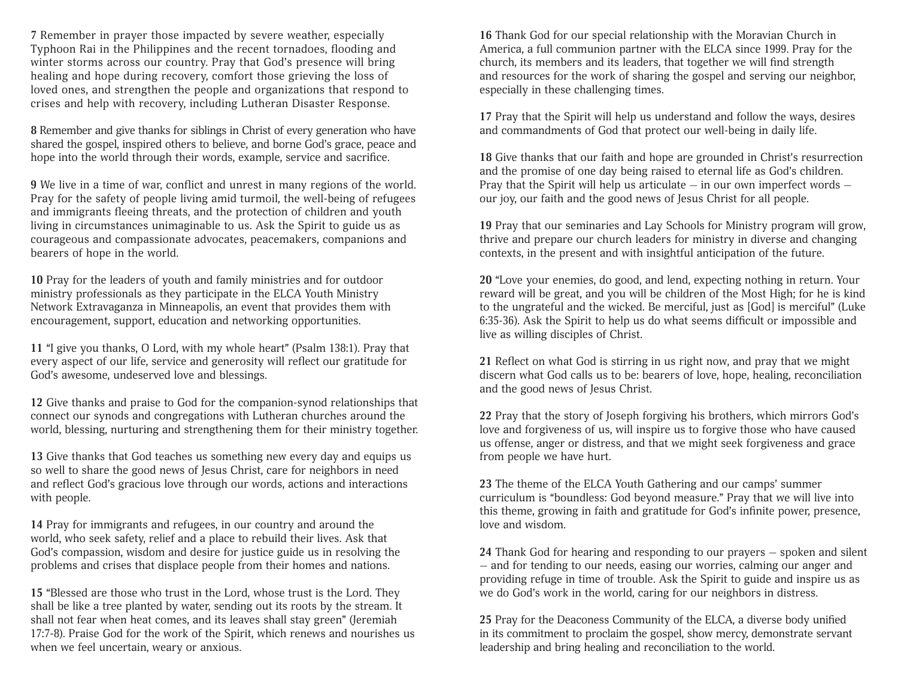**7** Remember in prayer those impacted by severe weather, especially Typhoon Rai in the Philippines and the recent tornadoes, flooding and winter storms across our country. Pray that God's presence will bring healing and hope during recovery, comfort those grieving the loss of loved ones, and strengthen the people and organizations that respond to crises and help with recovery, including Lutheran Disaster Response.

**8** Remember and give thanks for siblings in Christ of every generation who have shared the gospel, inspired others to believe, and borne God's grace, peace and hope into the world through their words, example, service and sacrifice.

**9** We live in a time of war, conflict and unrest in many regions of the world. Pray for the safety of people living amid turmoil, the well-being of refugees and immigrants fleeing threats, and the protection of children and youth living in circumstances unimaginable to us. Ask the Spirit to guide us as courageous and compassionate advocates, peacemakers, companions and bearers of hope in the world.

**10** Pray for the leaders of youth and family ministries and for outdoor ministry professionals as they participate in the ELCA Youth Ministry Network Extravaganza in Minneapolis, an event that provides them with encouragement, support, education and networking opportunities.

**11** "I give you thanks, O Lord, with my whole heart" (Psalm 138:1). Pray that every aspect of our life, service and generosity will reflect our gratitude for God's awesome, undeserved love and blessings.

**12** Give thanks and praise to God for the companion-synod relationships that connect our synods and congregations with Lutheran churches around the world, blessing, nurturing and strengthening them for their ministry together.

**13** Give thanks that God teaches us something new every day and equips us so well to share the good news of Jesus Christ, care for neighbors in need and reflect God's gracious love through our words, actions and interactions with people.

**14** Pray for immigrants and refugees, in our country and around the world, who seek safety, relief and a place to rebuild their lives. Ask that God's compassion, wisdom and desire for justice guide us in resolving the problems and crises that displace people from their homes and nations.

**15** "Blessed are those who trust in the Lord, whose trust is the Lord. They shall be like a tree planted by water, sending out its roots by the stream. It shall not fear when heat comes, and its leaves shall stay green" (Jeremiah 17:7-8). Praise God for the work of the Spirit, which renews and nourishes us when we feel uncertain, weary or anxious.

**16** Thank God for our special relationship with the Moravian Church in America, a full communion partner with the ELCA since 1999. Pray for the church, its members and its leaders, that together we will find strength and resources for the work of sharing the gospel and serving our neighbor, especially in these challenging times.

**17** Pray that the Spirit will help us understand and follow the ways, desires and commandments of God that protect our well-being in daily life.

**18** Give thanks that our faith and hope are grounded in Christ's resurrection and the promise of one day being raised to eternal life as God's children. Pray that the Spirit will help us articulate — in our own imperfect words — our joy, our faith and the good news of Jesus Christ for all people.

**19** Pray that our seminaries and Lay Schools for Ministry program will grow, thrive and prepare our church leaders for ministry in diverse and changing contexts, in the present and with insightful anticipation of the future.

**20** "Love your enemies, do good, and lend, expecting nothing in return. Your reward will be great, and you will be children of the Most High; for he is kind to the ungrateful and the wicked. Be merciful, just as [God] is merciful" (Luke 6:35-36). Ask the Spirit to help us do what seems difficult or impossible and live as willing disciples of Christ.

**21** Reflect on what God is stirring in us right now, and pray that we might discern what God calls us to be: bearers of love, hope, healing, reconciliation and the good news of Jesus Christ.

**22** Pray that the story of Joseph forgiving his brothers, which mirrors God's love and forgiveness of us, will inspire us to forgive those who have caused us offense, anger or distress, and that we might seek forgiveness and grace from people we have hurt.

**23** The theme of the ELCA Youth Gathering and our camps' summer curriculum is "boundless: God beyond measure." Pray that we will live into this theme, growing in faith and gratitude for God's infinite power, presence, love and wisdom.

**24** Thank God for hearing and responding to our prayers — spoken and silent — and for tending to our needs, easing our worries, calming our anger and providing refuge in time of trouble. Ask the Spirit to guide and inspire us as we do God's work in the world, caring for our neighbors in distress.

**25** Pray for the Deaconess Community of the ELCA, a diverse body unified in its commitment to proclaim the gospel, show mercy, demonstrate servant leadership and bring healing and reconciliation to the world.